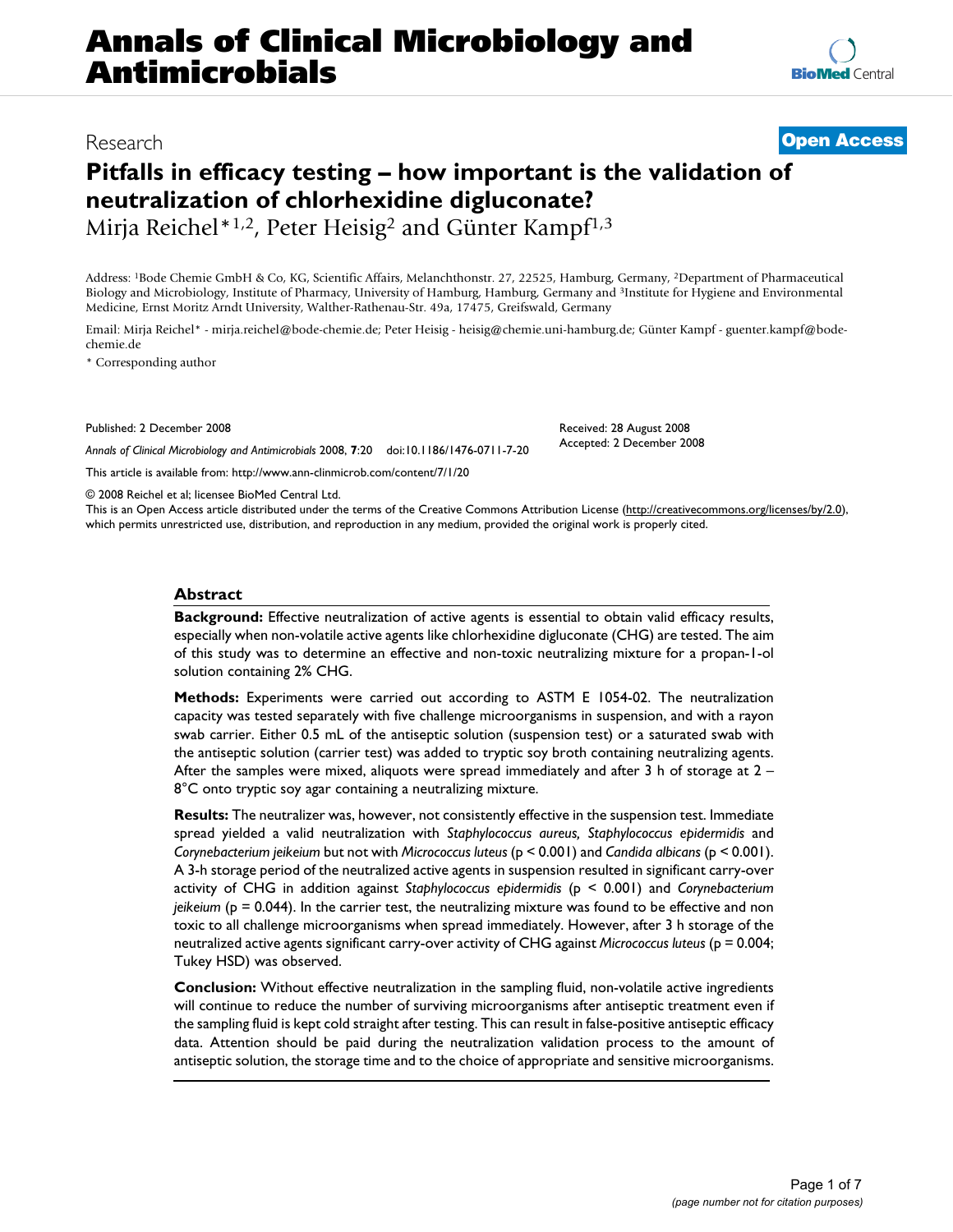Research

**Open Access**

# Pitfalls in efficacy testing – how important is the validation of neutralization of chlorhexidine digluconate?

Mirja Reichel*[1,2], Peter Heisig[2] and Günter Kampf[1,3]

Address: [1]Bode Chemie GmbH & Co, KG, Scientific Affairs, Melanchthonstr. 27, 22525, Hamburg, Germany, [2]Department of Pharmaceutical Biology and Microbiology, Institute of Pharmacy, University of Hamburg, Hamburg, Germany and [3]Institute for Hygiene and Environmental Medicine, Ernst Moritz Arndt University, Walther-Rathenau-Str. 49a, 17475, Greifswald, Germany

Email: Mirja Reichel* - mirja.reichel@bode-chemie.de; Peter Heisig - heisig@chemie.uni-hamburg.de; Günter Kampf - guenter.kampf@bode-chemie.de

\* Corresponding author

Published: 2 December 2008

*Annals of Clinical Microbiology and Antimicrobials* 2008, **7**:20 doi:10.1186/1476-0711-7-20

Received: 28 August 2008
Accepted: 2 December 2008

This article is available from: http://www.ann-clinmicrob.com/content/7/1/20

© 2008 Reichel et al; licensee BioMed Central Ltd.
This is an Open Access article distributed under the terms of the Creative Commons Attribution License (http://creativecommons.org/licenses/by/2.0), which permits unrestricted use, distribution, and reproduction in any medium, provided the original work is properly cited.

## Abstract

**Background:** Effective neutralization of active agents is essential to obtain valid efficacy results, especially when non-volatile active agents like chlorhexidine digluconate (CHG) are tested. The aim of this study was to determine an effective and non-toxic neutralizing mixture for a propan-1-ol solution containing 2% CHG.

**Methods:** Experiments were carried out according to ASTM E 1054-02. The neutralization capacity was tested separately with five challenge microorganisms in suspension, and with a rayon swab carrier. Either 0.5 mL of the antiseptic solution (suspension test) or a saturated swab with the antiseptic solution (carrier test) was added to tryptic soy broth containing neutralizing agents. After the samples were mixed, aliquots were spread immediately and after 3 h of storage at 2 – 8°C onto tryptic soy agar containing a neutralizing mixture.

**Results:** The neutralizer was, however, not consistently effective in the suspension test. Immediate spread yielded a valid neutralization with *Staphylococcus aureus, Staphylococcus epidermidis* and *Corynebacterium jeikeium* but not with *Micrococcus luteus* ($p < 0.001$) and *Candida albicans* ($p < 0.001$). A 3-h storage period of the neutralized active agents in suspension resulted in significant carry-over activity of CHG in addition against *Staphylococcus epidermidis* ($p < 0.001$) and *Corynebacterium jeikeium* ($p = 0.044$). In the carrier test, the neutralizing mixture was found to be effective and non toxic to all challenge microorganisms when spread immediately. However, after 3 h storage of the neutralized active agents significant carry-over activity of CHG against *Micrococcus luteus* ($p = 0.004$; Tukey HSD) was observed.

**Conclusion:** Without effective neutralization in the sampling fluid, non-volatile active ingredients will continue to reduce the number of surviving microorganisms after antiseptic treatment even if the sampling fluid is kept cold straight after testing. This can result in false-positive antiseptic efficacy data. Attention should be paid during the neutralization validation process to the amount of antiseptic solution, the storage time and to the choice of appropriate and sensitive microorganisms.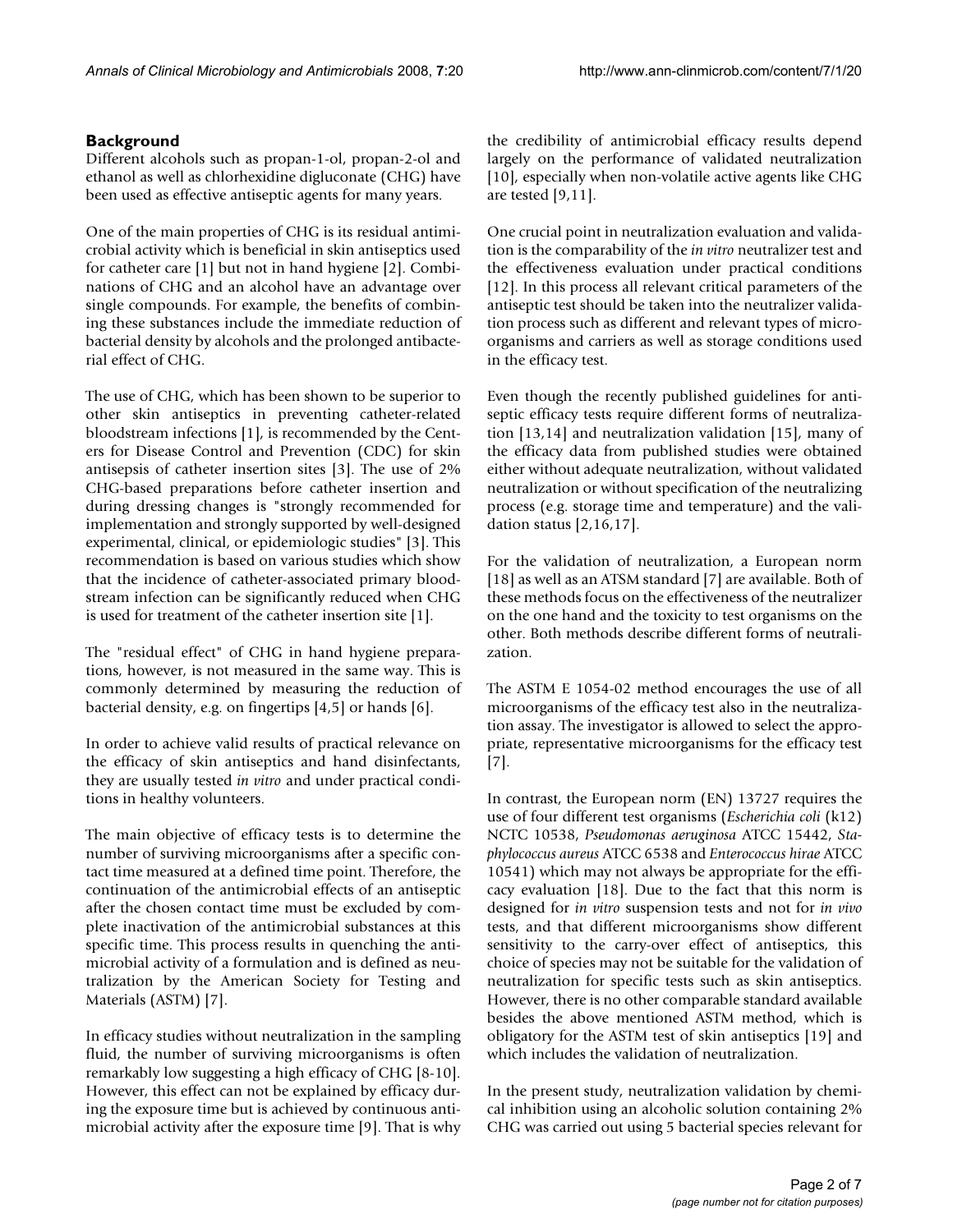## Background

Different alcohols such as propan-1-ol, propan-2-ol and ethanol as well as chlorhexidine digluconate (CHG) have been used as effective antiseptic agents for many years.

One of the main properties of CHG is its residual antimicrobial activity which is beneficial in skin antiseptics used for catheter care [1] but not in hand hygiene [2]. Combinations of CHG and an alcohol have an advantage over single compounds. For example, the benefits of combining these substances include the immediate reduction of bacterial density by alcohols and the prolonged antibacterial effect of CHG.

The use of CHG, which has been shown to be superior to other skin antiseptics in preventing catheter-related bloodstream infections [1], is recommended by the Centers for Disease Control and Prevention (CDC) for skin antisepsis of catheter insertion sites [3]. The use of 2% CHG-based preparations before catheter insertion and during dressing changes is "strongly recommended for implementation and strongly supported by well-designed experimental, clinical, or epidemiologic studies" [3]. This recommendation is based on various studies which show that the incidence of catheter-associated primary bloodstream infection can be significantly reduced when CHG is used for treatment of the catheter insertion site [1].

The "residual effect" of CHG in hand hygiene preparations, however, is not measured in the same way. This is commonly determined by measuring the reduction of bacterial density, e.g. on fingertips [4,5] or hands [6].

In order to achieve valid results of practical relevance on the efficacy of skin antiseptics and hand disinfectants, they are usually tested *in vitro* and under practical conditions in healthy volunteers.

The main objective of efficacy tests is to determine the number of surviving microorganisms after a specific contact time measured at a defined time point. Therefore, the continuation of the antimicrobial effects of an antiseptic after the chosen contact time must be excluded by complete inactivation of the antimicrobial substances at this specific time. This process results in quenching the antimicrobial activity of a formulation and is defined as neutralization by the American Society for Testing and Materials (ASTM) [7].

In efficacy studies without neutralization in the sampling fluid, the number of surviving microorganisms is often remarkably low suggesting a high efficacy of CHG [8-10]. However, this effect can not be explained by efficacy during the exposure time but is achieved by continuous antimicrobial activity after the exposure time [9]. That is why the credibility of antimicrobial efficacy results depend largely on the performance of validated neutralization [10], especially when non-volatile active agents like CHG are tested [9,11].

One crucial point in neutralization evaluation and validation is the comparability of the *in vitro* neutralizer test and the effectiveness evaluation under practical conditions [12]. In this process all relevant critical parameters of the antiseptic test should be taken into the neutralizer validation process such as different and relevant types of microorganisms and carriers as well as storage conditions used in the efficacy test.

Even though the recently published guidelines for antiseptic efficacy tests require different forms of neutralization [13,14] and neutralization validation [15], many of the efficacy data from published studies were obtained either without adequate neutralization, without validated neutralization or without specification of the neutralizing process (e.g. storage time and temperature) and the validation status [2,16,17].

For the validation of neutralization, a European norm [18] as well as an ATSM standard [7] are available. Both of these methods focus on the effectiveness of the neutralizer on the one hand and the toxicity to test organisms on the other. Both methods describe different forms of neutralization.

The ASTM E 1054-02 method encourages the use of all microorganisms of the efficacy test also in the neutralization assay. The investigator is allowed to select the appropriate, representative microorganisms for the efficacy test [7].

In contrast, the European norm (EN) 13727 requires the use of four different test organisms (*Escherichia coli* (k12) NCTC 10538, *Pseudomonas aeruginosa* ATCC 15442, *Staphylococcus aureus* ATCC 6538 and *Enterococcus hirae* ATCC 10541) which may not always be appropriate for the efficacy evaluation [18]. Due to the fact that this norm is designed for *in vitro* suspension tests and not for *in vivo* tests, and that different microorganisms show different sensitivity to the carry-over effect of antiseptics, this choice of species may not be suitable for the validation of neutralization for specific tests such as skin antiseptics. However, there is no other comparable standard available besides the above mentioned ASTM method, which is obligatory for the ASTM test of skin antiseptics [19] and which includes the validation of neutralization.

In the present study, neutralization validation by chemical inhibition using an alcoholic solution containing 2% CHG was carried out using 5 bacterial species relevant for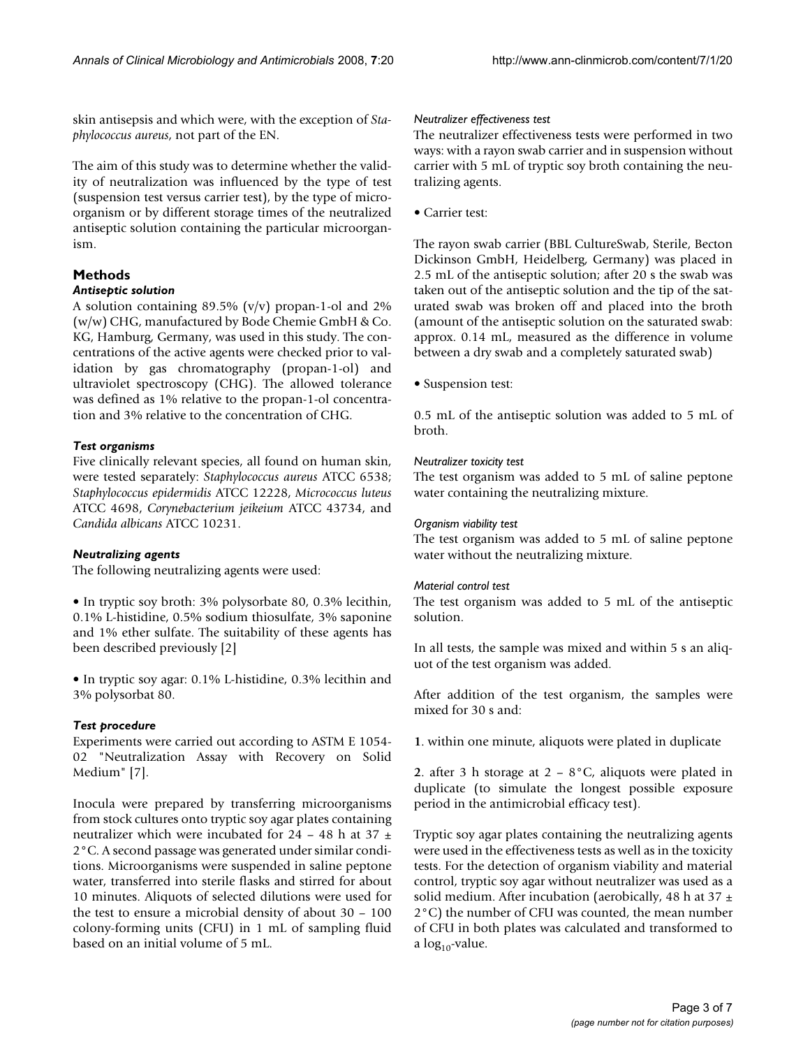skin antisepsis and which were, with the exception of *Staphylococcus aureus*, not part of the EN.

The aim of this study was to determine whether the validity of neutralization was influenced by the type of test (suspension test versus carrier test), by the type of microorganism or by different storage times of the neutralized antiseptic solution containing the particular microorganism.

## Methods

### *Antiseptic solution*

A solution containing 89.5% (v/v) propan-1-ol and 2% (w/w) CHG, manufactured by Bode Chemie GmbH & Co. KG, Hamburg, Germany, was used in this study. The concentrations of the active agents were checked prior to validation by gas chromatography (propan-1-ol) and ultraviolet spectroscopy (CHG). The allowed tolerance was defined as 1% relative to the propan-1-ol concentration and 3% relative to the concentration of CHG.

### *Test organisms*

Five clinically relevant species, all found on human skin, were tested separately: *Staphylococcus aureus* ATCC 6538; *Staphylococcus epidermidis* ATCC 12228, *Micrococcus luteus* ATCC 4698, *Corynebacterium jeikeium* ATCC 43734, and *Candida albicans* ATCC 10231.

### *Neutralizing agents*

The following neutralizing agents were used:

• In tryptic soy broth: 3% polysorbate 80, 0.3% lecithin, 0.1% L-histidine, 0.5% sodium thiosulfate, 3% saponine and 1% ether sulfate. The suitability of these agents has been described previously [2]

• In tryptic soy agar: 0.1% L-histidine, 0.3% lecithin and 3% polysorbat 80.

### *Test procedure*

Experiments were carried out according to ASTM E 1054-02 "Neutralization Assay with Recovery on Solid Medium" [7].

Inocula were prepared by transferring microorganisms from stock cultures onto tryptic soy agar plates containing neutralizer which were incubated for 24 – 48 h at 37 ± 2°C. A second passage was generated under similar conditions. Microorganisms were suspended in saline peptone water, transferred into sterile flasks and stirred for about 10 minutes. Aliquots of selected dilutions were used for the test to ensure a microbial density of about 30 – 100 colony-forming units (CFU) in 1 mL of sampling fluid based on an initial volume of 5 mL.

#### *Neutralizer effectiveness test*

The neutralizer effectiveness tests were performed in two ways: with a rayon swab carrier and in suspension without carrier with 5 mL of tryptic soy broth containing the neutralizing agents.

• Carrier test:

The rayon swab carrier (BBL CultureSwab, Sterile, Becton Dickinson GmbH, Heidelberg, Germany) was placed in 2.5 mL of the antiseptic solution; after 20 s the swab was taken out of the antiseptic solution and the tip of the saturated swab was broken off and placed into the broth (amount of the antiseptic solution on the saturated swab: approx. 0.14 mL, measured as the difference in volume between a dry swab and a completely saturated swab)

• Suspension test:

0.5 mL of the antiseptic solution was added to 5 mL of broth.

#### *Neutralizer toxicity test*

The test organism was added to 5 mL of saline peptone water containing the neutralizing mixture.

#### *Organism viability test*

The test organism was added to 5 mL of saline peptone water without the neutralizing mixture.

#### *Material control test*

The test organism was added to 5 mL of the antiseptic solution.

In all tests, the sample was mixed and within 5 s an aliquot of the test organism was added.

After addition of the test organism, the samples were mixed for 30 s and:

**1**. within one minute, aliquots were plated in duplicate

**2**. after 3 h storage at 2 – 8°C, aliquots were plated in duplicate (to simulate the longest possible exposure period in the antimicrobial efficacy test).

Tryptic soy agar plates containing the neutralizing agents were used in the effectiveness tests as well as in the toxicity tests. For the detection of organism viability and material control, tryptic soy agar without neutralizer was used as a solid medium. After incubation (aerobically, 48 h at 37 ± 2°C) the number of CFU was counted, the mean number of CFU in both plates was calculated and transformed to a $\log_{10}$-value.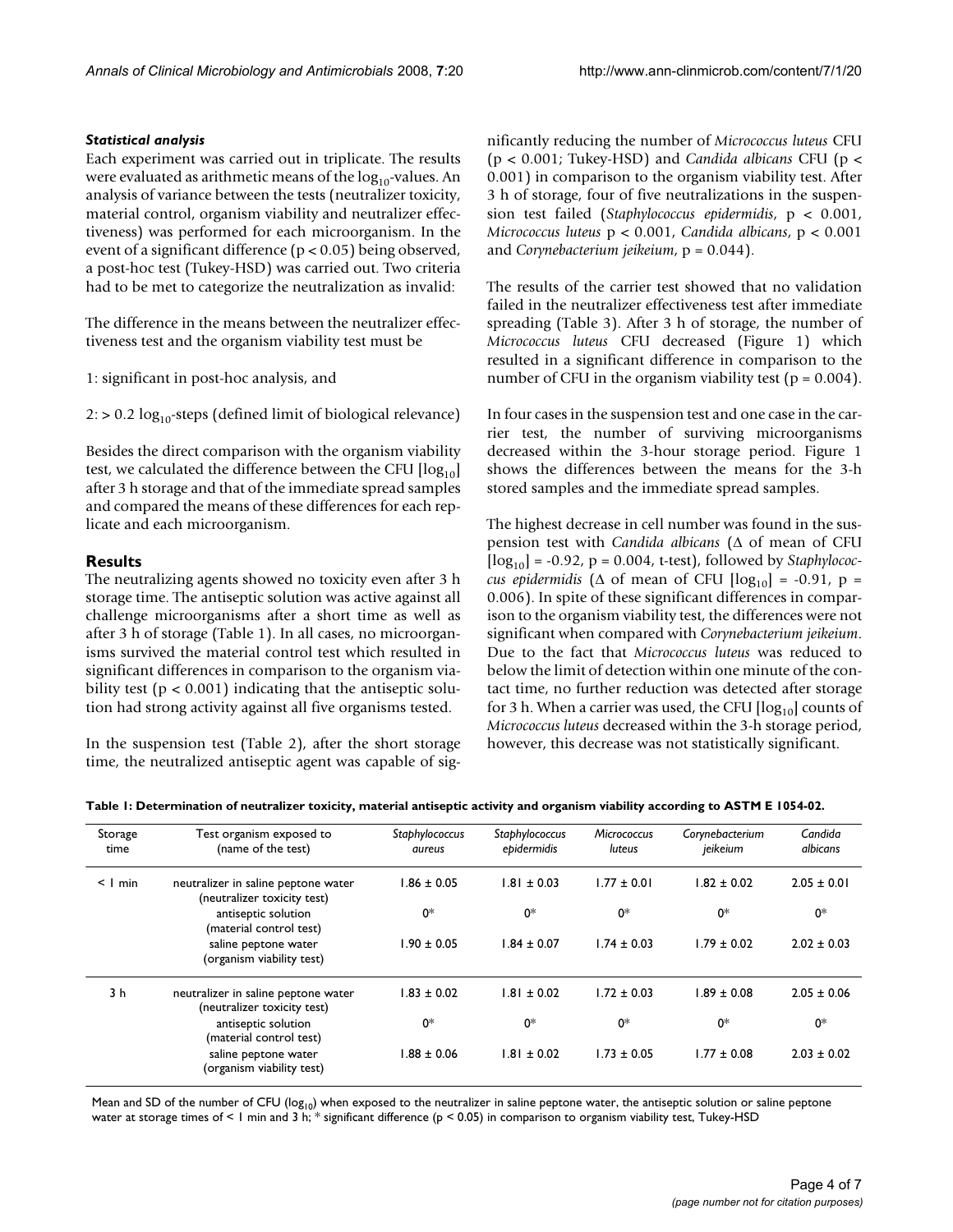### *Statistical analysis*

Each experiment was carried out in triplicate. The results were evaluated as arithmetic means of the $\log_{10}$-values. An analysis of variance between the tests (neutralizer toxicity, material control, organism viability and neutralizer effectiveness) was performed for each microorganism. In the event of a significant difference ($p < 0.05$) being observed, a post-hoc test (Tukey-HSD) was carried out. Two criteria had to be met to categorize the neutralization as invalid:

The difference in the means between the neutralizer effectiveness test and the organism viability test must be

1: significant in post-hoc analysis, and

2: > 0.2 $\log_{10}$-steps (defined limit of biological relevance)

Besides the direct comparison with the organism viability test, we calculated the difference between the CFU [$\log_{10}$] after 3 h storage and that of the immediate spread samples and compared the means of these differences for each replicate and each microorganism.

## Results

The neutralizing agents showed no toxicity even after 3 h storage time. The antiseptic solution was active against all challenge microorganisms after a short time as well as after 3 h of storage (Table 1). In all cases, no microorganisms survived the material control test which resulted in significant differences in comparison to the organism viability test ($p < 0.001$) indicating that the antiseptic solution had strong activity against all five organisms tested.

In the suspension test (Table 2), after the short storage time, the neutralized antiseptic agent was capable of significantly reducing the number of *Micrococcus luteus* CFU ($p < 0.001$; Tukey-HSD) and *Candida albicans* CFU ($p < 0.001$) in comparison to the organism viability test. After 3 h of storage, four of five neutralizations in the suspension test failed (*Staphylococcus epidermidis*, $p < 0.001$, *Micrococcus luteus* $p < 0.001$, *Candida albicans*, $p < 0.001$ and *Corynebacterium jeikeium*, $p = 0.044$).

The results of the carrier test showed that no validation failed in the neutralizer effectiveness test after immediate spreading (Table 3). After 3 h of storage, the number of *Micrococcus luteus* CFU decreased (Figure 1) which resulted in a significant difference in comparison to the number of CFU in the organism viability test ($p = 0.004$).

In four cases in the suspension test and one case in the carrier test, the number of surviving microorganisms decreased within the 3-hour storage period. Figure 1 shows the differences between the means for the 3-h stored samples and the immediate spread samples.

The highest decrease in cell number was found in the suspension test with *Candida albicans* ($\Delta$ of mean of CFU [$\log_{10}$] = -0.92, $p = 0.004$, t-test), followed by *Staphylococcus epidermidis* ($\Delta$ of mean of CFU [$\log_{10}$] = -0.91, $p = 0.006$). In spite of these significant differences in comparison to the organism viability test, the differences were not significant when compared with *Corynebacterium jeikeium*. Due to the fact that *Micrococcus luteus* was reduced to below the limit of detection within one minute of the contact time, no further reduction was detected after storage for 3 h. When a carrier was used, the CFU [$\log_{10}$] counts of *Micrococcus luteus* decreased within the 3-h storage period, however, this decrease was not statistically significant.

**Table 1: Determination of neutralizer toxicity, material antiseptic activity and organism viability according to ASTM E 1054-02.**

| Storage time | Test organism exposed to (name of the test) | *Staphylococcus aureus* | *Staphylococcus epidermidis* | *Micrococcus luteus* | *Corynebacterium jeikeium* | *Candida albicans* |
|---|---|---|---|---|---|---|
| < 1 min | neutralizer in saline peptone water (neutralizer toxicity test) | 1.86 ± 0.05 | 1.81 ± 0.03 | 1.77 ± 0.01 | 1.82 ± 0.02 | 2.05 ± 0.01 |
| | antiseptic solution (material control test) | 0* | 0* | 0* | 0* | 0* |
| | saline peptone water (organism viability test) | 1.90 ± 0.05 | 1.84 ± 0.07 | 1.74 ± 0.03 | 1.79 ± 0.02 | 2.02 ± 0.03 |
| 3 h | neutralizer in saline peptone water (neutralizer toxicity test) | 1.83 ± 0.02 | 1.81 ± 0.02 | 1.72 ± 0.03 | 1.89 ± 0.08 | 2.05 ± 0.06 |
| | antiseptic solution (material control test) | 0* | 0* | 0* | 0* | 0* |
| | saline peptone water (organism viability test) | 1.88 ± 0.06 | 1.81 ± 0.02 | 1.73 ± 0.05 | 1.77 ± 0.08 | 2.03 ± 0.02 |

Mean and SD of the number of CFU ($\log_{10}$) when exposed to the neutralizer in saline peptone water, the antiseptic solution or saline peptone water at storage times of < 1 min and 3 h; * significant difference ($p < 0.05$) in comparison to organism viability test, Tukey-HSD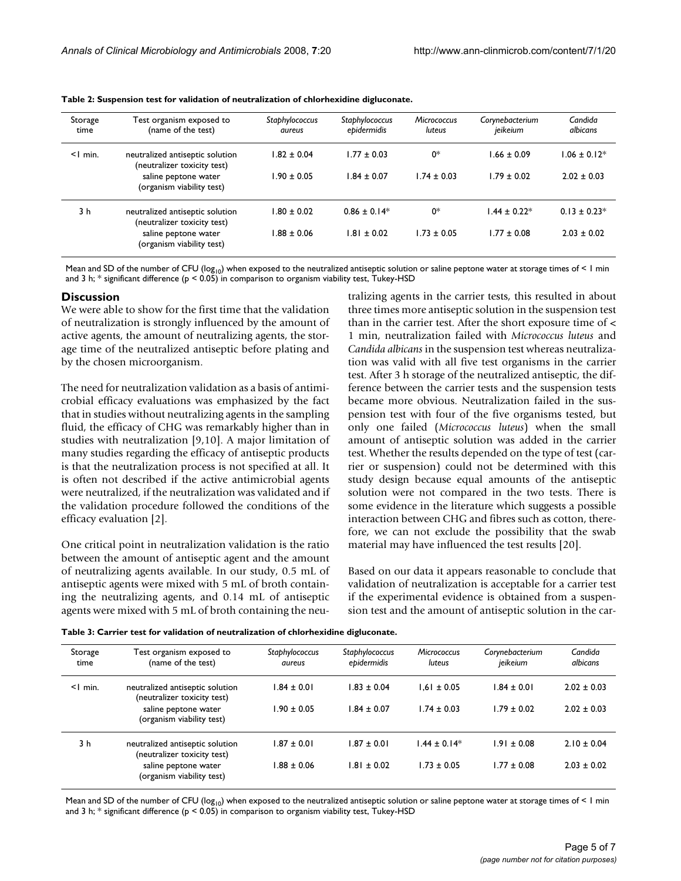**Table 2: Suspension test for validation of neutralization of chlorhexidine digluconate.**

| Storage time | Test organism exposed to (name of the test) | *Staphylococcus aureus* | *Staphylococcus epidermidis* | *Micrococcus luteus* | *Corynebacterium jeikeium* | *Candida albicans* |
|---|---|---|---|---|---|---|
| <1 min. | neutralized antiseptic solution (neutralizer toxicity test) | 1.82 ± 0.04 | 1.77 ± 0.03 | 0* | 1.66 ± 0.09 | 1.06 ± 0.12* |
| | saline peptone water (organism viability test) | 1.90 ± 0.05 | 1.84 ± 0.07 | 1.74 ± 0.03 | 1.79 ± 0.02 | 2.02 ± 0.03 |
| 3 h | neutralized antiseptic solution (neutralizer toxicity test) | 1.80 ± 0.02 | 0.86 ± 0.14* | 0* | 1.44 ± 0.22* | 0.13 ± 0.23* |
| | saline peptone water (organism viability test) | 1.88 ± 0.06 | 1.81 ± 0.02 | 1.73 ± 0.05 | 1.77 ± 0.08 | 2.03 ± 0.02 |

Mean and SD of the number of CFU ($\log_{10}$) when exposed to the neutralized antiseptic solution or saline peptone water at storage times of < 1 min and 3 h; * significant difference ($p < 0.05$) in comparison to organism viability test, Tukey-HSD

## Discussion

We were able to show for the first time that the validation of neutralization is strongly influenced by the amount of active agents, the amount of neutralizing agents, the storage time of the neutralized antiseptic before plating and by the chosen microorganism.

The need for neutralization validation as a basis of antimicrobial efficacy evaluations was emphasized by the fact that in studies without neutralizing agents in the sampling fluid, the efficacy of CHG was remarkably higher than in studies with neutralization [9,10]. A major limitation of many studies regarding the efficacy of antiseptic products is that the neutralization process is not specified at all. It is often not described if the active antimicrobial agents were neutralized, if the neutralization was validated and if the validation procedure followed the conditions of the efficacy evaluation [2].

One critical point in neutralization validation is the ratio between the amount of antiseptic agent and the amount of neutralizing agents available. In our study, 0.5 mL of antiseptic agents were mixed with 5 mL of broth containing the neutralizing agents, and 0.14 mL of antiseptic agents were mixed with 5 mL of broth containing the neutralizing agents in the carrier tests, this resulted in about three times more antiseptic solution in the suspension test than in the carrier test. After the short exposure time of < 1 min, neutralization failed with *Micrococcus luteus* and *Candida albicans* in the suspension test whereas neutralization was valid with all five test organisms in the carrier test. After 3 h storage of the neutralized antiseptic, the difference between the carrier tests and the suspension tests became more obvious. Neutralization failed in the suspension test with four of the five organisms tested, but only one failed (*Micrococcus luteus*) when the small amount of antiseptic solution was added in the carrier test. Whether the results depended on the type of test (carrier or suspension) could not be determined with this study design because equal amounts of the antiseptic solution were not compared in the two tests. There is some evidence in the literature which suggests a possible interaction between CHG and fibres such as cotton, therefore, we can not exclude the possibility that the swab material may have influenced the test results [20].

Based on our data it appears reasonable to conclude that validation of neutralization is acceptable for a carrier test if the experimental evidence is obtained from a suspension test and the amount of antiseptic solution in the car-

**Table 3: Carrier test for validation of neutralization of chlorhexidine digluconate.**

| Storage time | Test organism exposed to (name of the test) | *Staphylococcus aureus* | *Staphylococcus epidermidis* | *Micrococcus luteus* | *Corynebacterium jeikeium* | *Candida albicans* |
|---|---|---|---|---|---|---|
| <1 min. | neutralized antiseptic solution (neutralizer toxicity test) | 1.84 ± 0.01 | 1.83 ± 0.04 | 1,61 ± 0.05 | 1.84 ± 0.01 | 2.02 ± 0.03 |
| | saline peptone water (organism viability test) | 1.90 ± 0.05 | 1.84 ± 0.07 | 1.74 ± 0.03 | 1.79 ± 0.02 | 2.02 ± 0.03 |
| 3 h | neutralized antiseptic solution (neutralizer toxicity test) | 1.87 ± 0.01 | 1.87 ± 0.01 | 1.44 ± 0.14* | 1.91 ± 0.08 | 2.10 ± 0.04 |
| | saline peptone water (organism viability test) | 1.88 ± 0.06 | 1.81 ± 0.02 | 1.73 ± 0.05 | 1.77 ± 0.08 | 2.03 ± 0.02 |

Mean and SD of the number of CFU ($\log_{10}$) when exposed to the neutralized antiseptic solution or saline peptone water at storage times of < 1 min and 3 h; * significant difference ($p < 0.05$) in comparison to organism viability test, Tukey-HSD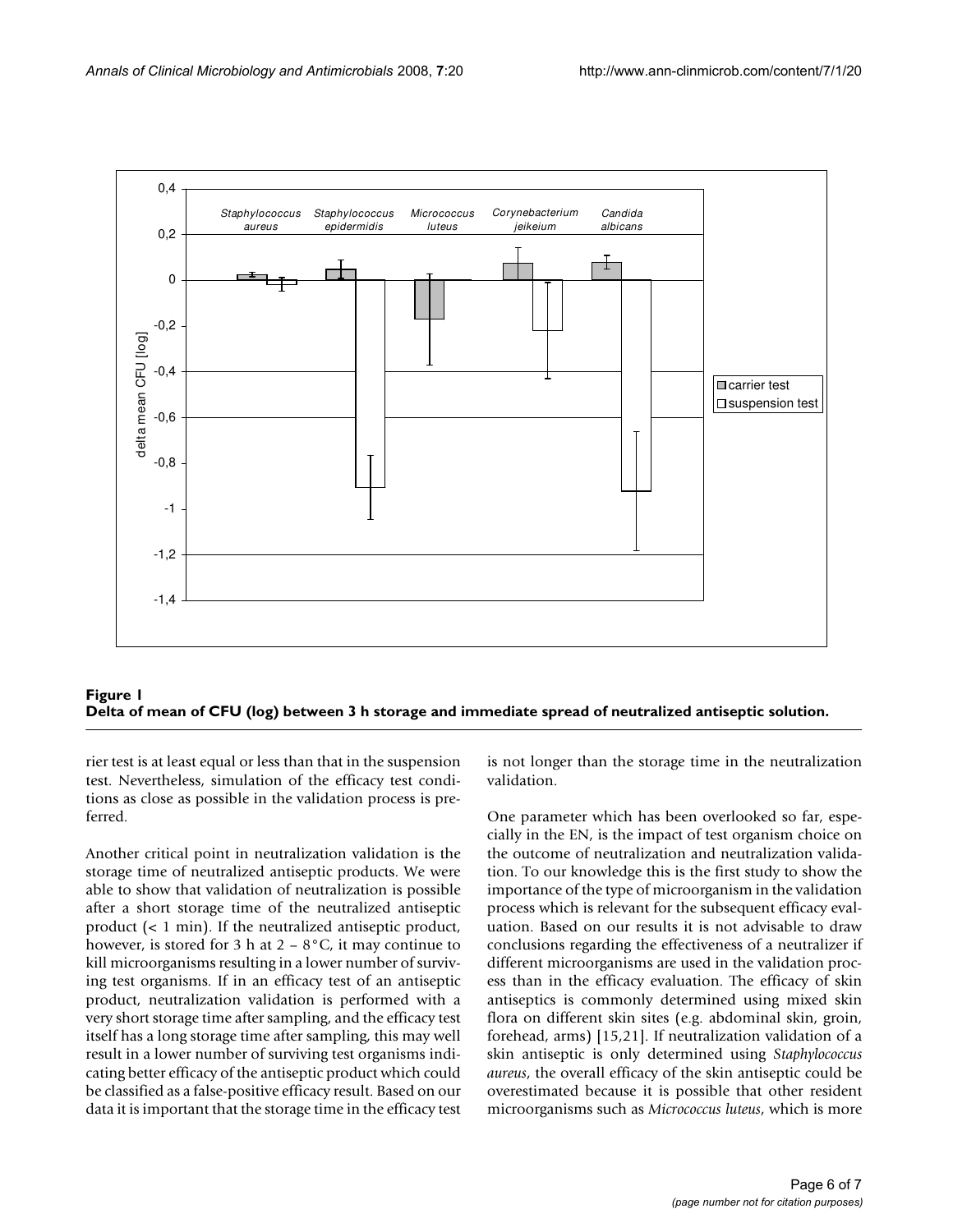0,4
0,2
0
-0,2
-0,4
-0,6
-0,8
-1
-1,2
-1,4

delta mean CFU [log]

*Staphylococcus aureus*
*Staphylococcus epidermidis*
*Micrococcus luteus*
*Corynebacterium jeikeium*
*Candida albicans*

carrier test
suspension test

**Figure 1**
**Delta of mean of CFU (log) between 3 h storage and immediate spread of neutralized antiseptic solution.**

rier test is at least equal or less than that in the suspension test. Nevertheless, simulation of the efficacy test conditions as close as possible in the validation process is preferred.

Another critical point in neutralization validation is the storage time of neutralized antiseptic products. We were able to show that validation of neutralization is possible after a short storage time of the neutralized antiseptic product (< 1 min). If the neutralized antiseptic product, however, is stored for 3 h at 2 – 8°C, it may continue to kill microorganisms resulting in a lower number of surviving test organisms. If in an efficacy test of an antiseptic product, neutralization validation is performed with a very short storage time after sampling, and the efficacy test itself has a long storage time after sampling, this may well result in a lower number of surviving test organisms indicating better efficacy of the antiseptic product which could be classified as a false-positive efficacy result. Based on our data it is important that the storage time in the efficacy test is not longer than the storage time in the neutralization validation.

One parameter which has been overlooked so far, especially in the EN, is the impact of test organism choice on the outcome of neutralization and neutralization validation. To our knowledge this is the first study to show the importance of the type of microorganism in the validation process which is relevant for the subsequent efficacy evaluation. Based on our results it is not advisable to draw conclusions regarding the effectiveness of a neutralizer if different microorganisms are used in the validation process than in the efficacy evaluation. The efficacy of skin antiseptics is commonly determined using mixed skin flora on different skin sites (e.g. abdominal skin, groin, forehead, arms) [15,21]. If neutralization validation of a skin antiseptic is only determined using *Staphylococcus aureus*, the overall efficacy of the skin antiseptic could be overestimated because it is possible that other resident microorganisms such as *Micrococcus luteus*, which is more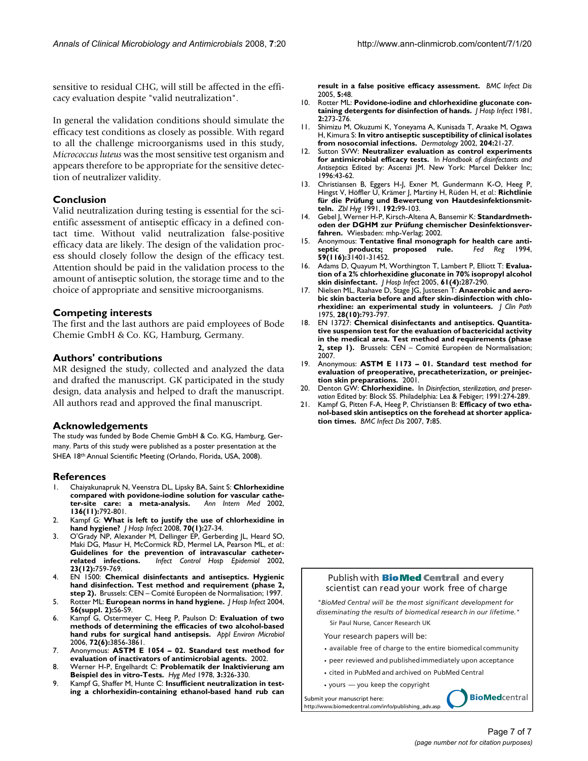sensitive to residual CHG, will still be affected in the efficacy evaluation despite "valid neutralization".

In general the validation conditions should simulate the efficacy test conditions as closely as possible. With regard to all the challenge microorganisms used in this study, *Micrococcus luteus* was the most sensitive test organism and appears therefore to be appropriate for the sensitive detection of neutralizer validity.

## Conclusion

Valid neutralization during testing is essential for the scientific assessment of antiseptic efficacy in a defined contact time. Without valid neutralization false-positive efficacy data are likely. The design of the validation process should closely follow the design of the efficacy test. Attention should be paid in the validation process to the amount of antiseptic solution, the storage time and to the choice of appropriate and sensitive microorganisms.

## Competing interests

The first and the last authors are paid employees of Bode Chemie GmbH & Co. KG, Hamburg, Germany.

## Authors' contributions

MR designed the study, collected and analyzed the data and drafted the manuscript. GK participated in the study design, data analysis and helped to draft the manuscript. All authors read and approved the final manuscript.

## Acknowledgements

The study was funded by Bode Chemie GmbH & Co. KG, Hamburg, Germany. Parts of this study were published as a poster presentation at the SHEA 18th Annual Scientific Meeting (Orlando, Florida, USA, 2008).

## References

1. Chaiyakunapruk N, Veenstra DL, Lipsky BA, Saint S: **Chlorhexidine compared with povidone-iodine solution for vascular catheter-site care: a meta-analysis.** *Ann Intern Med* 2002, **136(11):**792-801.
2. Kampf G: **What is left to justify the use of chlorhexidine in hand hygiene?** *J Hosp Infect* 2008, **70(1):**27-34.
3. O'Grady NP, Alexander M, Dellinger EP, Gerberding JL, Heard SO, Maki DG, Masur H, McCormick RD, Mermel LA, Pearson ML, *et al.*: **Guidelines for the prevention of intravascular catheter-related infections.** *Infect Control Hosp Epidemiol* 2002, **23(12):**759-769.
4. EN 1500: **Chemical disinfectants and antiseptics. Hygienic hand disinfection. Test method and requirement (phase 2, step 2).** Brussels: CEN – Comité Européen de Normalisation; 1997.
5. Rotter ML: **European norms in hand hygiene.** *J Hosp Infect* 2004, **56(suppl. 2):**S6-S9.
6. Kampf G, Ostermeyer C, Heeg P, Paulson D: **Evaluation of two methods of determining the efficacies of two alcohol-based hand rubs for surgical hand antisepsis.** *Appl Environ Microbiol* 2006, **72(6):**3856-3861.
7. Anonymous: **ASTM E 1054 – 02. Standard test method for evaluation of inactivators of antimicrobial agents.** 2002.
8. Werner H-P, Engelhardt C: **Problematik der Inaktivierung am Beispiel des in vitro-Tests.** *Hyg Med* 1978, **3:**326-330.
9. Kampf G, Shaffer M, Hunte C: **Insufficient neutralization in testing a chlorhexidin-containing ethanol-based hand rub can result in a false positive efficacy assessment.** *BMC Infect Dis* 2005, **5:**48.
10. Rotter ML: **Povidone-iodine and chlorhexidine gluconate containing detergents for disinfection of hands.** *J Hosp Infect* 1981, **2:**273-276.
11. Shimizu M, Okuzumi K, Yoneyama A, Kunisada T, Araake M, Ogawa H, Kimura S: **In vitro antiseptic susceptibility of clinical isolates from nosocomial infections.** *Dermatology* 2002, **204:**21-27.
12. Sutton SVW: **Neutralizer evaluation as control experiments for antimicrobial efficacy tests.** In *Handbook of disinfectants and Antiseptics* Edited by: Ascenzi JM. New York: Marcel Dekker Inc; 1996:43-62.
13. Christiansen B, Eggers H-J, Exner M, Gundermann K-O, Heeg P, Hingst V, Höffler U, Krämer J, Martiny H, Rüden H, *et al.*: **Richtlinie für die Prüfung und Bewertung von Hautdesinfektionsmitteln.** *Zbl Hyg* 1991, **192:**99-103.
14. Gebel J, Werner H-P, Kirsch-Altena A, Bansemir K: **Standardmethoden der DGHM zur Prüfung chemischer Desinfektionsverfahren.** Wiesbaden: mhp-Verlag; 2002.
15. Anonymous: **Tentative final monograph for health care antiseptic products; proposed rule.** *Fed Reg* 1994, **59(116):**31401-31452.
16. Adams D, Quayum M, Worthington T, Lambert P, Elliott T: **Evaluation of a 2% chlorhexidine gluconate in 70% isopropyl alcohol skin disinfectant.** *J Hosp Infect* 2005, **61(4):**287-290.
17. Nielsen ML, Raahave D, Stage JG, Justesen T: **Anaerobic and aerobic skin bacteria before and after skin-disinfection with chlorhexidine: an experimental study in volunteers.** *J Clin Path* 1975, **28(10):**793-797.
18. EN 13727: **Chemical disinfectants and antiseptics. Quantitative suspension test for the evaluation of bactericidal activity in the medical area. Test method and requirements (phase 2, step 1).** Brussels: CEN – Comité Européen de Normalisation; 2007.
19. Anonymous: **ASTM E 1173 – 01. Standard test method for evaluation of preoperative, precatheterization, or preinjection skin preparations.** 2001.
20. Denton GW: **Chlorhexidine.** In *Disinfection, sterilization, and preservation* Edited by: Block SS. Philadelphia: Lea & Febiger; 1991:274-289.
21. Kampf G, Pitten F-A, Heeg P, Christiansen B: **Efficacy of two ethanol-based skin antiseptics on the forehead at shorter application times.** *BMC Infect Dis* 2007, **7:**85.